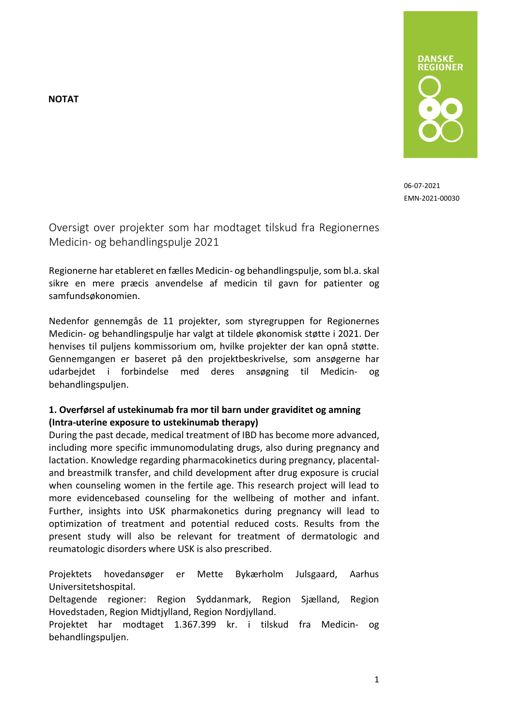**NOTAT**

DANSKE REGIONER

06-07-2021
EMN-2021-00030

# Oversigt over projekter som har modtaget tilskud fra Regionernes Medicin- og behandlingspulje 2021

Regionerne har etableret en fælles Medicin- og behandlingspulje, som bl.a. skal sikre en mere præcis anvendelse af medicin til gavn for patienter og samfundsøkonomien.

Nedenfor gennemgås de 11 projekter, som styregruppen for Regionernes Medicin- og behandlingspulje har valgt at tildele økonomisk støtte i 2021. Der henvises til puljens kommissorium om, hvilke projekter der kan opnå støtte. Gennemgangen er baseret på den projektbeskrivelse, som ansøgerne har udarbejdet i forbindelse med deres ansøgning til Medicin- og behandlingspuljen.

**1. Overførsel af ustekinumab fra mor til barn under graviditet og amning (Intra-uterine exposure to ustekinumab therapy)**

During the past decade, medical treatment of IBD has become more advanced, including more specific immunomodulating drugs, also during pregnancy and lactation. Knowledge regarding pharmacokinetics during pregnancy, placental- and breastmilk transfer, and child development after drug exposure is crucial when counseling women in the fertile age. This research project will lead to more evidencebased counseling for the wellbeing of mother and infant. Further, insights into USK pharmakonetics during pregnancy will lead to optimization of treatment and potential reduced costs. Results from the present study will also be relevant for treatment of dermatologic and reumatologic disorders where USK is also prescribed.

Projektets hovedansøger er Mette Bykærholm Julsgaard, Aarhus Universitetshospital.
Deltagende regioner: Region Syddanmark, Region Sjælland, Region Hovedstaden, Region Midtjylland, Region Nordjylland.
Projektet har modtaget 1.367.399 kr. i tilskud fra Medicin- og behandlingspuljen.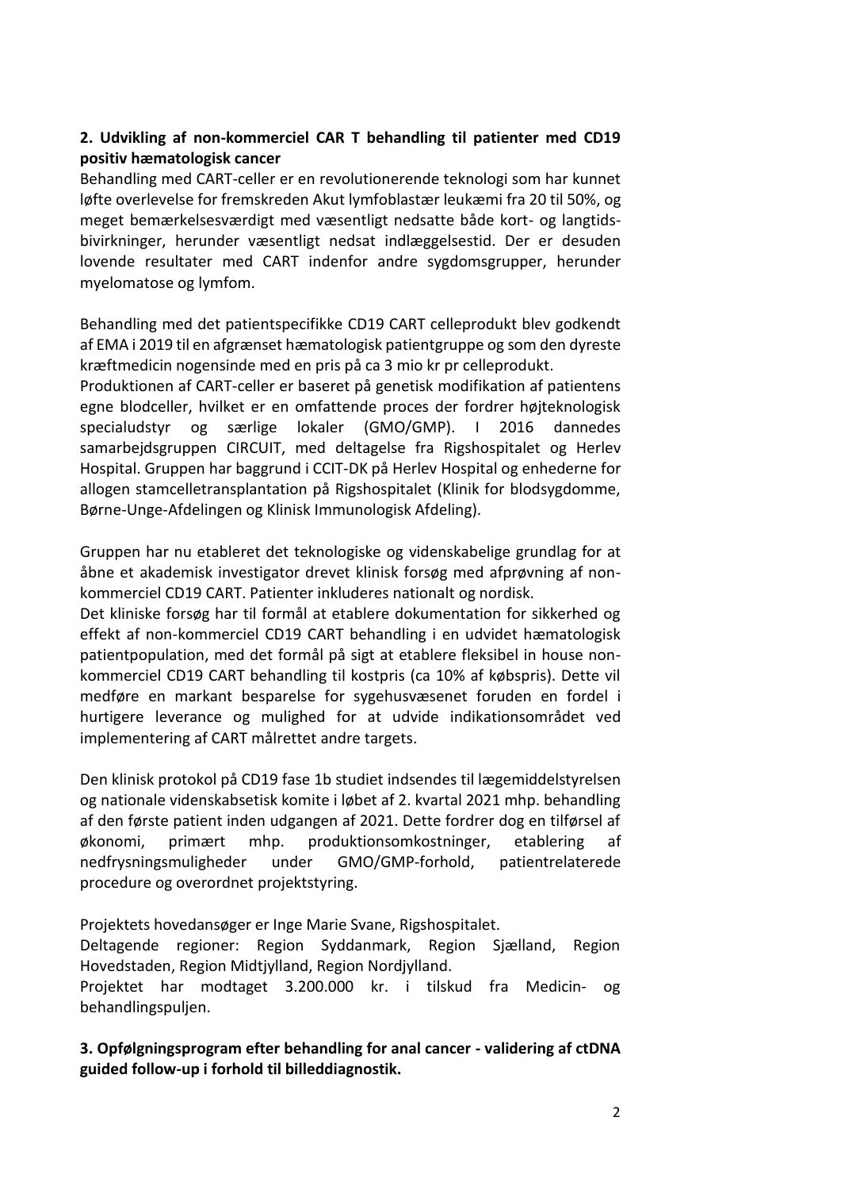**2. Udvikling af non-kommerciel CAR T behandling til patienter med CD19 positiv hæmatologisk cancer**

Behandling med CART-celler er en revolutionerende teknologi som har kunnet løfte overlevelse for fremskreden Akut lymfoblastær leukæmi fra 20 til 50%, og meget bemærkelsesværdigt med væsentligt nedsatte både kort- og langtids-bivirkninger, herunder væsentligt nedsat indlæggelsestid. Der er desuden lovende resultater med CART indenfor andre sygdomsgrupper, herunder myelomatose og lymfom.

Behandling med det patientspecifikke CD19 CART celleprodukt blev godkendt af EMA i 2019 til en afgrænset hæmatologisk patientgruppe og som den dyreste kræftmedicin nogensinde med en pris på ca 3 mio kr pr celleprodukt.
Produktionen af CART-celler er baseret på genetisk modifikation af patientens egne blodceller, hvilket er en omfattende proces der fordrer højteknologisk specialudstyr og særlige lokaler (GMO/GMP). I 2016 dannedes samarbejdsgruppen CIRCUIT, med deltagelse fra Rigshospitalet og Herlev Hospital. Gruppen har baggrund i CCIT-DK på Herlev Hospital og enhederne for allogen stamcelletransplantation på Rigshospitalet (Klinik for blodsygdomme, Børne-Unge-Afdelingen og Klinisk Immunologisk Afdeling).

Gruppen har nu etableret det teknologiske og videnskabelige grundlag for at åbne et akademisk investigator drevet klinisk forsøg med afprøvning af non-kommerciel CD19 CART. Patienter inkluderes nationalt og nordisk.
Det kliniske forsøg har til formål at etablere dokumentation for sikkerhed og effekt af non-kommerciel CD19 CART behandling i en udvidet hæmatologisk patientpopulation, med det formål på sigt at etablere fleksibel in house non-kommerciel CD19 CART behandling til kostpris (ca 10% af købspris). Dette vil medføre en markant besparelse for sygehusvæsenet foruden en fordel i hurtigere leverance og mulighed for at udvide indikationsområdet ved implementering af CART målrettet andre targets.

Den klinisk protokol på CD19 fase 1b studiet indsendes til lægemiddelstyrelsen og nationale videnskabsetisk komite i løbet af 2. kvartal 2021 mhp. behandling af den første patient inden udgangen af 2021. Dette fordrer dog en tilførsel af økonomi, primært mhp. produktionsomkostninger, etablering af nedfrysningsmuligheder under GMO/GMP-forhold, patientrelaterede procedure og overordnet projektstyring.

Projektets hovedansøger er Inge Marie Svane, Rigshospitalet.
Deltagende regioner: Region Syddanmark, Region Sjælland, Region Hovedstaden, Region Midtjylland, Region Nordjylland.
Projektet har modtaget 3.200.000 kr. i tilskud fra Medicin- og behandlingspuljen.

**3. Opfølgningsprogram efter behandling for anal cancer - validering af ctDNA guided follow-up i forhold til billeddiagnostik.**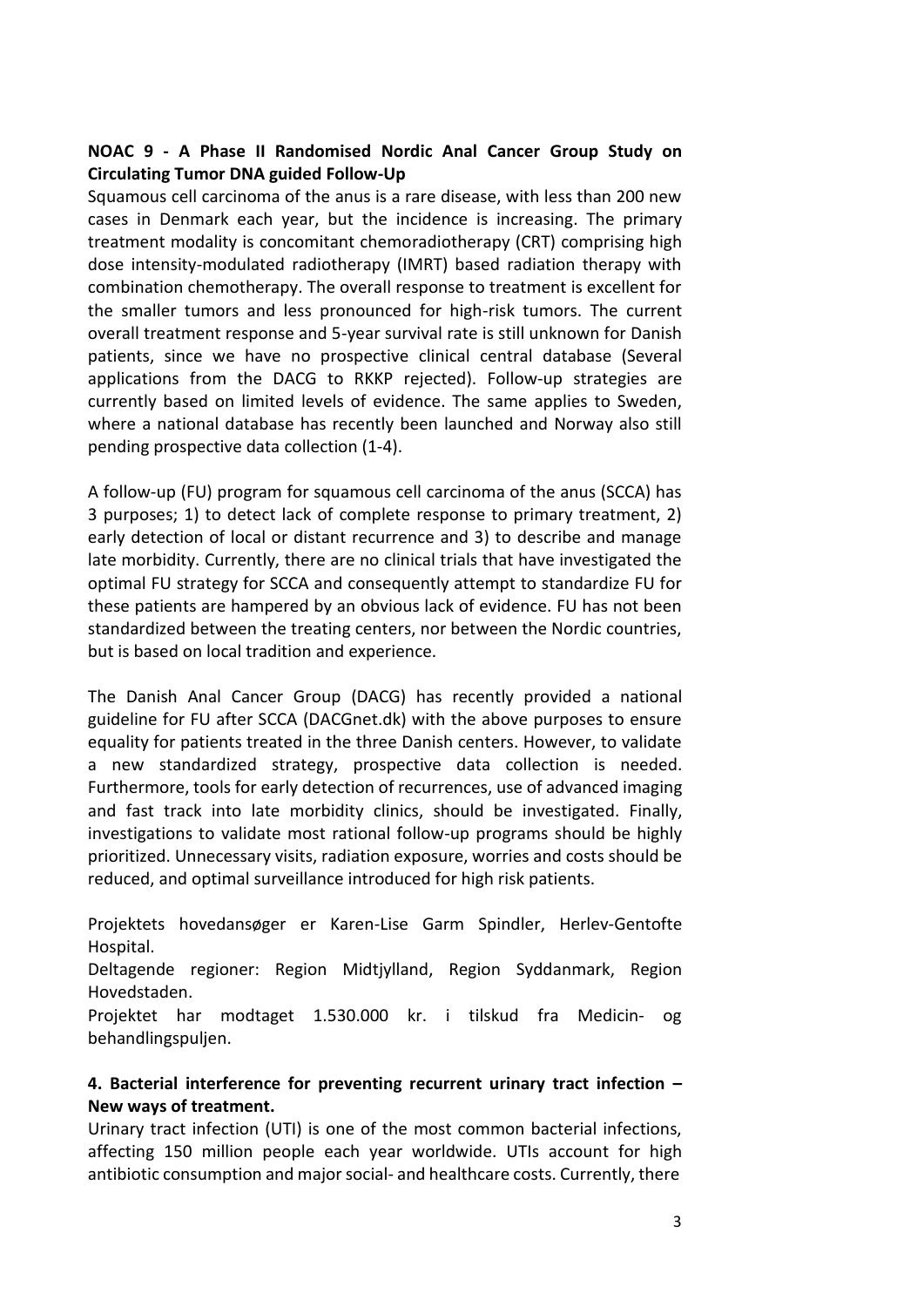**NOAC 9 - A Phase II Randomised Nordic Anal Cancer Group Study on Circulating Tumor DNA guided Follow-Up**

Squamous cell carcinoma of the anus is a rare disease, with less than 200 new cases in Denmark each year, but the incidence is increasing. The primary treatment modality is concomitant chemoradiotherapy (CRT) comprising high dose intensity-modulated radiotherapy (IMRT) based radiation therapy with combination chemotherapy. The overall response to treatment is excellent for the smaller tumors and less pronounced for high-risk tumors. The current overall treatment response and 5-year survival rate is still unknown for Danish patients, since we have no prospective clinical central database (Several applications from the DACG to RKKP rejected). Follow-up strategies are currently based on limited levels of evidence. The same applies to Sweden, where a national database has recently been launched and Norway also still pending prospective data collection (1-4).

A follow-up (FU) program for squamous cell carcinoma of the anus (SCCA) has 3 purposes; 1) to detect lack of complete response to primary treatment, 2) early detection of local or distant recurrence and 3) to describe and manage late morbidity. Currently, there are no clinical trials that have investigated the optimal FU strategy for SCCA and consequently attempt to standardize FU for these patients are hampered by an obvious lack of evidence. FU has not been standardized between the treating centers, nor between the Nordic countries, but is based on local tradition and experience.

The Danish Anal Cancer Group (DACG) has recently provided a national guideline for FU after SCCA (DACGnet.dk) with the above purposes to ensure equality for patients treated in the three Danish centers. However, to validate a new standardized strategy, prospective data collection is needed. Furthermore, tools for early detection of recurrences, use of advanced imaging and fast track into late morbidity clinics, should be investigated. Finally, investigations to validate most rational follow-up programs should be highly prioritized. Unnecessary visits, radiation exposure, worries and costs should be reduced, and optimal surveillance introduced for high risk patients.

Projektets hovedansøger er Karen-Lise Garm Spindler, Herlev-Gentofte Hospital.
Deltagende regioner: Region Midtjylland, Region Syddanmark, Region Hovedstaden.
Projektet har modtaget 1.530.000 kr. i tilskud fra Medicin- og behandlingspuljen.

**4. Bacterial interference for preventing recurrent urinary tract infection – New ways of treatment.**

Urinary tract infection (UTI) is one of the most common bacterial infections, affecting 150 million people each year worldwide. UTIs account for high antibiotic consumption and major social- and healthcare costs. Currently, there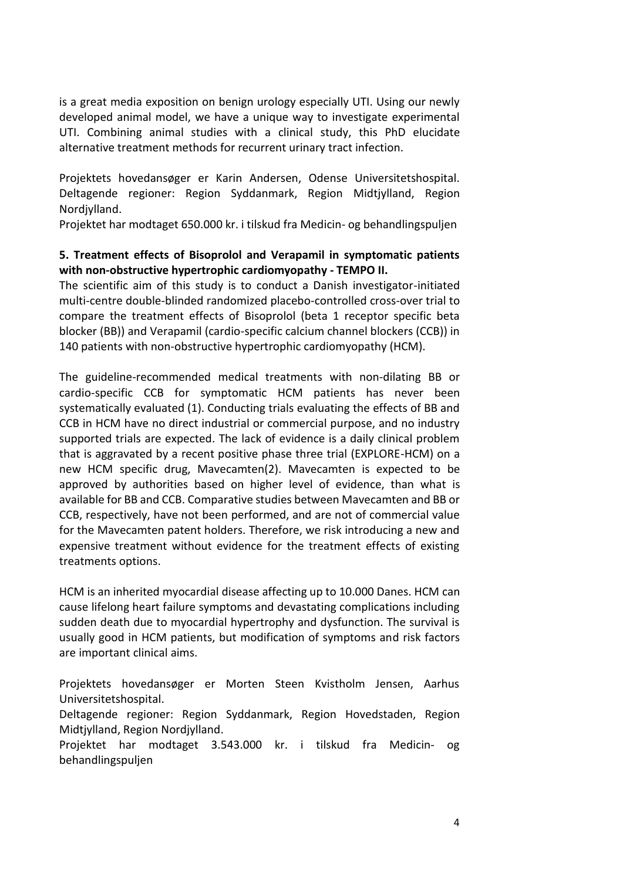is a great media exposition on benign urology especially UTI. Using our newly developed animal model, we have a unique way to investigate experimental UTI. Combining animal studies with a clinical study, this PhD elucidate alternative treatment methods for recurrent urinary tract infection.

Projektets hovedansøger er Karin Andersen, Odense Universitetshospital. Deltagende regioner: Region Syddanmark, Region Midtjylland, Region Nordjylland.

Projektet har modtaget 650.000 kr. i tilskud fra Medicin- og behandlingspuljen

**5. Treatment effects of Bisoprolol and Verapamil in symptomatic patients with non-obstructive hypertrophic cardiomyopathy - TEMPO II.**

The scientific aim of this study is to conduct a Danish investigator-initiated multi-centre double-blinded randomized placebo-controlled cross-over trial to compare the treatment effects of Bisoprolol (beta 1 receptor specific beta blocker (BB)) and Verapamil (cardio-specific calcium channel blockers (CCB)) in 140 patients with non-obstructive hypertrophic cardiomyopathy (HCM).

The guideline-recommended medical treatments with non-dilating BB or cardio-specific CCB for symptomatic HCM patients has never been systematically evaluated (1). Conducting trials evaluating the effects of BB and CCB in HCM have no direct industrial or commercial purpose, and no industry supported trials are expected. The lack of evidence is a daily clinical problem that is aggravated by a recent positive phase three trial (EXPLORE-HCM) on a new HCM specific drug, Mavecamten(2). Mavecamten is expected to be approved by authorities based on higher level of evidence, than what is available for BB and CCB. Comparative studies between Mavecamten and BB or CCB, respectively, have not been performed, and are not of commercial value for the Mavecamten patent holders. Therefore, we risk introducing a new and expensive treatment without evidence for the treatment effects of existing treatments options.

HCM is an inherited myocardial disease affecting up to 10.000 Danes. HCM can cause lifelong heart failure symptoms and devastating complications including sudden death due to myocardial hypertrophy and dysfunction. The survival is usually good in HCM patients, but modification of symptoms and risk factors are important clinical aims.

Projektets hovedansøger er Morten Steen Kvistholm Jensen, Aarhus Universitetshospital.

Deltagende regioner: Region Syddanmark, Region Hovedstaden, Region Midtjylland, Region Nordjylland.

Projektet har modtaget 3.543.000 kr. i tilskud fra Medicin- og behandlingspuljen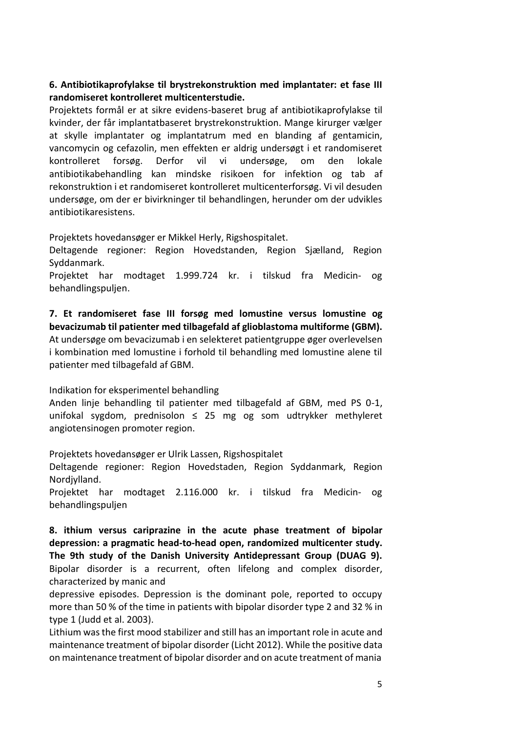**6. Antibiotikaprofylakse til brystrekonstruktion med implantater: et fase III randomiseret kontrolleret multicenterstudie.**

Projektets formål er at sikre evidens-baseret brug af antibiotikaprofylakse til kvinder, der får implantatbaseret brystrekonstruktion. Mange kirurger vælger at skylle implantater og implantatrum med en blanding af gentamicin, vancomycin og cefazolin, men effekten er aldrig undersøgt i et randomiseret kontrolleret forsøg. Derfor vil vi undersøge, om den lokale antibiotikabehandling kan mindske risikoen for infektion og tab af rekonstruktion i et randomiseret kontrolleret multicenterforsøg. Vi vil desuden undersøge, om der er bivirkninger til behandlingen, herunder om der udvikles antibiotikaresistens.

Projektets hovedansøger er Mikkel Herly, Rigshospitalet.
Deltagende regioner: Region Hovedstanden, Region Sjælland, Region Syddanmark.
Projektet har modtaget 1.999.724 kr. i tilskud fra Medicin- og behandlingspuljen.

**7. Et randomiseret fase III forsøg med lomustine versus lomustine og bevacizumab til patienter med tilbagefald af glioblastoma multiforme (GBM).**
At undersøge om bevacizumab i en selekteret patientgruppe øger overlevelsen i kombination med lomustine i forhold til behandling med lomustine alene til patienter med tilbagefald af GBM.

Indikation for eksperimentel behandling
Anden linje behandling til patienter med tilbagefald af GBM, med PS 0-1, unifokal sygdom, prednisolon ≤ 25 mg og som udtrykker methyleret angiotensinogen promoter region.

Projektets hovedansøger er Ulrik Lassen, Rigshospitalet
Deltagende regioner: Region Hovedstaden, Region Syddanmark, Region Nordjylland.
Projektet har modtaget 2.116.000 kr. i tilskud fra Medicin- og behandlingspuljen

**8. ithium versus cariprazine in the acute phase treatment of bipolar depression: a pragmatic head-to-head open, randomized multicenter study. The 9th study of the Danish University Antidepressant Group (DUAG 9).**
Bipolar disorder is a recurrent, often lifelong and complex disorder, characterized by manic and
depressive episodes. Depression is the dominant pole, reported to occupy more than 50 % of the time in patients with bipolar disorder type 2 and 32 % in type 1 (Judd et al. 2003).
Lithium was the first mood stabilizer and still has an important role in acute and maintenance treatment of bipolar disorder (Licht 2012). While the positive data on maintenance treatment of bipolar disorder and on acute treatment of mania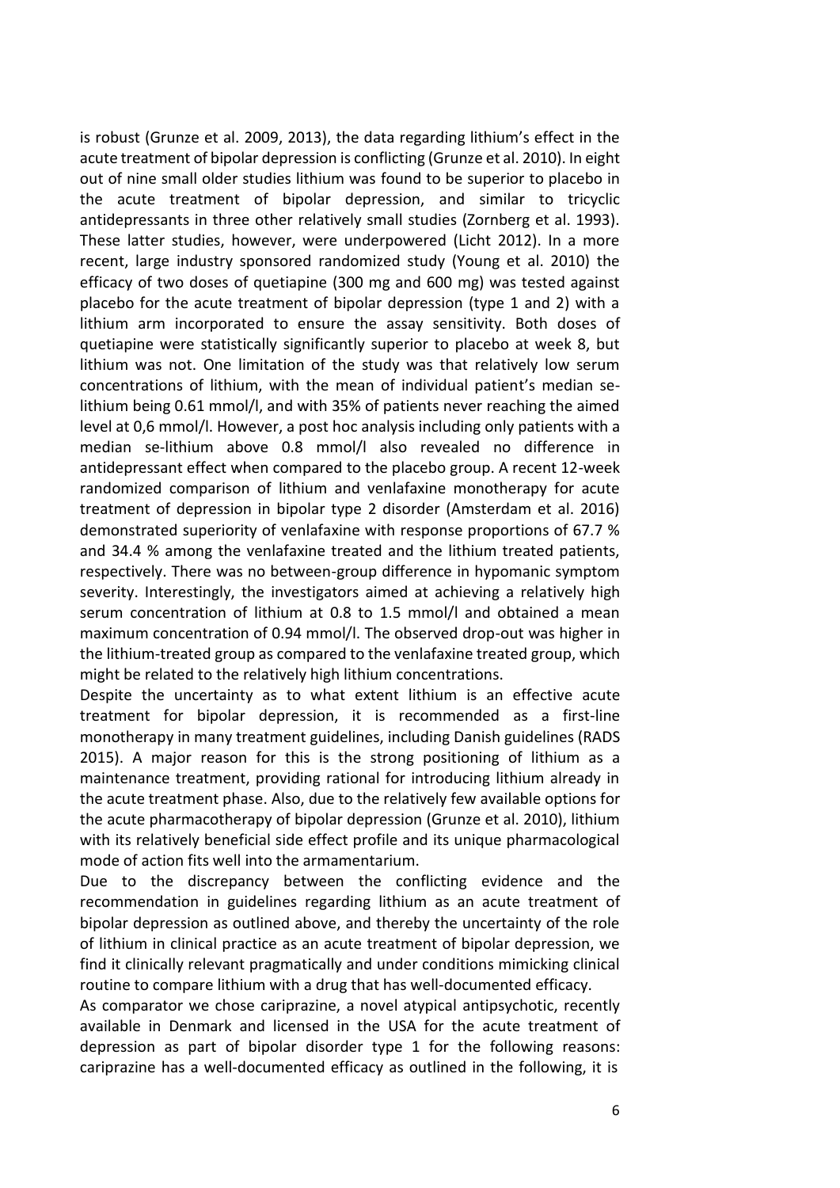is robust (Grunze et al. 2009, 2013), the data regarding lithium's effect in the acute treatment of bipolar depression is conflicting (Grunze et al. 2010). In eight out of nine small older studies lithium was found to be superior to placebo in the acute treatment of bipolar depression, and similar to tricyclic antidepressants in three other relatively small studies (Zornberg et al. 1993). These latter studies, however, were underpowered (Licht 2012). In a more recent, large industry sponsored randomized study (Young et al. 2010) the efficacy of two doses of quetiapine (300 mg and 600 mg) was tested against placebo for the acute treatment of bipolar depression (type 1 and 2) with a lithium arm incorporated to ensure the assay sensitivity. Both doses of quetiapine were statistically significantly superior to placebo at week 8, but lithium was not. One limitation of the study was that relatively low serum concentrations of lithium, with the mean of individual patient's median se-lithium being 0.61 mmol/l, and with 35% of patients never reaching the aimed level at 0,6 mmol/l. However, a post hoc analysis including only patients with a median se-lithium above 0.8 mmol/l also revealed no difference in antidepressant effect when compared to the placebo group. A recent 12-week randomized comparison of lithium and venlafaxine monotherapy for acute treatment of depression in bipolar type 2 disorder (Amsterdam et al. 2016) demonstrated superiority of venlafaxine with response proportions of 67.7 % and 34.4 % among the venlafaxine treated and the lithium treated patients, respectively. There was no between-group difference in hypomanic symptom severity. Interestingly, the investigators aimed at achieving a relatively high serum concentration of lithium at 0.8 to 1.5 mmol/l and obtained a mean maximum concentration of 0.94 mmol/l. The observed drop-out was higher in the lithium-treated group as compared to the venlafaxine treated group, which might be related to the relatively high lithium concentrations.

Despite the uncertainty as to what extent lithium is an effective acute treatment for bipolar depression, it is recommended as a first-line monotherapy in many treatment guidelines, including Danish guidelines (RADS 2015). A major reason for this is the strong positioning of lithium as a maintenance treatment, providing rational for introducing lithium already in the acute treatment phase. Also, due to the relatively few available options for the acute pharmacotherapy of bipolar depression (Grunze et al. 2010), lithium with its relatively beneficial side effect profile and its unique pharmacological mode of action fits well into the armamentarium.

Due to the discrepancy between the conflicting evidence and the recommendation in guidelines regarding lithium as an acute treatment of bipolar depression as outlined above, and thereby the uncertainty of the role of lithium in clinical practice as an acute treatment of bipolar depression, we find it clinically relevant pragmatically and under conditions mimicking clinical routine to compare lithium with a drug that has well-documented efficacy.

As comparator we chose cariprazine, a novel atypical antipsychotic, recently available in Denmark and licensed in the USA for the acute treatment of depression as part of bipolar disorder type 1 for the following reasons: cariprazine has a well-documented efficacy as outlined in the following, it is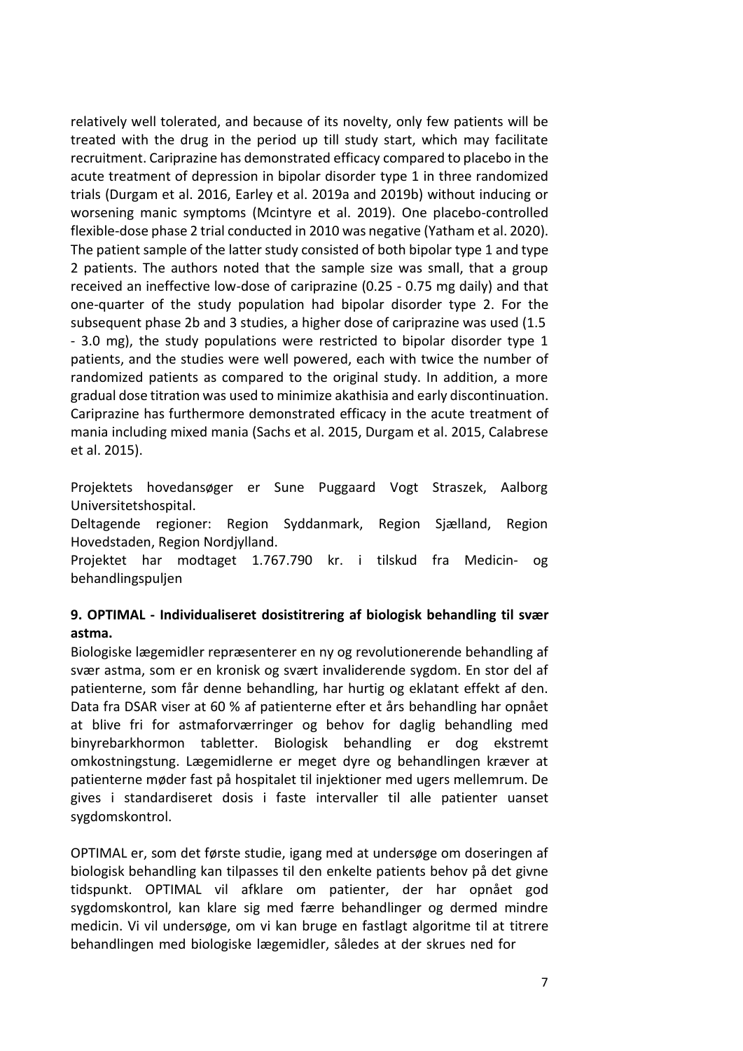relatively well tolerated, and because of its novelty, only few patients will be treated with the drug in the period up till study start, which may facilitate recruitment. Cariprazine has demonstrated efficacy compared to placebo in the acute treatment of depression in bipolar disorder type 1 in three randomized trials (Durgam et al. 2016, Earley et al. 2019a and 2019b) without inducing or worsening manic symptoms (Mcintyre et al. 2019). One placebo-controlled flexible-dose phase 2 trial conducted in 2010 was negative (Yatham et al. 2020). The patient sample of the latter study consisted of both bipolar type 1 and type 2 patients. The authors noted that the sample size was small, that a group received an ineffective low-dose of cariprazine (0.25 - 0.75 mg daily) and that one-quarter of the study population had bipolar disorder type 2. For the subsequent phase 2b and 3 studies, a higher dose of cariprazine was used (1.5 - 3.0 mg), the study populations were restricted to bipolar disorder type 1 patients, and the studies were well powered, each with twice the number of randomized patients as compared to the original study. In addition, a more gradual dose titration was used to minimize akathisia and early discontinuation. Cariprazine has furthermore demonstrated efficacy in the acute treatment of mania including mixed mania (Sachs et al. 2015, Durgam et al. 2015, Calabrese et al. 2015).

Projektets hovedansøger er Sune Puggaard Vogt Straszek, Aalborg Universitetshospital.
Deltagende regioner: Region Syddanmark, Region Sjælland, Region Hovedstaden, Region Nordjylland.
Projektet har modtaget 1.767.790 kr. i tilskud fra Medicin- og behandlingspuljen

**9. OPTIMAL - Individualiseret dosistitrering af biologisk behandling til svær astma.**

Biologiske lægemidler repræsenterer en ny og revolutionerende behandling af svær astma, som er en kronisk og svært invaliderende sygdom. En stor del af patienterne, som får denne behandling, har hurtig og eklatant effekt af den. Data fra DSAR viser at 60 % af patienterne efter et års behandling har opnået at blive fri for astmaforværringer og behov for daglig behandling med binyrebarkhormon tabletter. Biologisk behandling er dog ekstremt omkostningstung. Lægemidlerne er meget dyre og behandlingen kræver at patienterne møder fast på hospitalet til injektioner med ugers mellemrum. De gives i standardiseret dosis i faste intervaller til alle patienter uanset sygdomskontrol.

OPTIMAL er, som det første studie, igang med at undersøge om doseringen af biologisk behandling kan tilpasses til den enkelte patients behov på det givne tidspunkt. OPTIMAL vil afklare om patienter, der har opnået god sygdomskontrol, kan klare sig med færre behandlinger og dermed mindre medicin. Vi vil undersøge, om vi kan bruge en fastlagt algoritme til at titrere behandlingen med biologiske lægemidler, således at der skrues ned for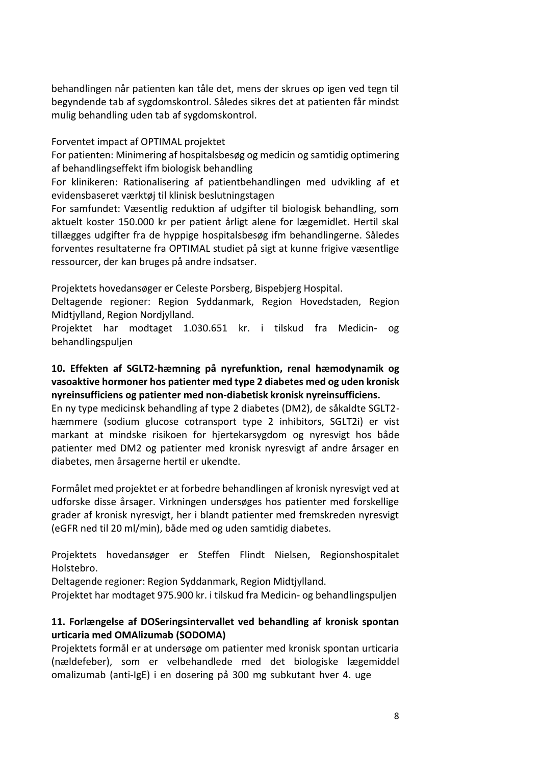behandlingen når patienten kan tåle det, mens der skrues op igen ved tegn til begyndende tab af sygdomskontrol. Således sikres det at patienten får mindst mulig behandling uden tab af sygdomskontrol.

Forventet impact af OPTIMAL projektet

For patienten: Minimering af hospitalsbesøg og medicin og samtidig optimering af behandlingseffekt ifm biologisk behandling

For klinikeren: Rationalisering af patientbehandlingen med udvikling af et evidensbaseret værktøj til klinisk beslutningstagen

For samfundet: Væsentlig reduktion af udgifter til biologisk behandling, som aktuelt koster 150.000 kr per patient årligt alene for lægemidlet. Hertil skal tillægges udgifter fra de hyppige hospitalsbesøg ifm behandlingerne. Således forventes resultaterne fra OPTIMAL studiet på sigt at kunne frigive væsentlige ressourcer, der kan bruges på andre indsatser.

Projektets hovedansøger er Celeste Porsberg, Bispebjerg Hospital.

Deltagende regioner: Region Syddanmark, Region Hovedstaden, Region Midtjylland, Region Nordjylland.

Projektet har modtaget 1.030.651 kr. i tilskud fra Medicin- og behandlingspuljen

**10. Effekten af SGLT2-hæmning på nyrefunktion, renal hæmodynamik og vasoaktive hormoner hos patienter med type 2 diabetes med og uden kronisk nyreinsufficiens og patienter med non-diabetisk kronisk nyreinsufficiens.**

En ny type medicinsk behandling af type 2 diabetes (DM2), de såkaldte SGLT2-hæmmere (sodium glucose cotransport type 2 inhibitors, SGLT2i) er vist markant at mindske risikoen for hjertekarsygdom og nyresvigt hos både patienter med DM2 og patienter med kronisk nyresvigt af andre årsager en diabetes, men årsagerne hertil er ukendte.

Formålet med projektet er at forbedre behandlingen af kronisk nyresvigt ved at udforske disse årsager. Virkningen undersøges hos patienter med forskellige grader af kronisk nyresvigt, her i blandt patienter med fremskreden nyresvigt (eGFR ned til 20 ml/min), både med og uden samtidig diabetes.

Projektets hovedansøger er Steffen Flindt Nielsen, Regionshospitalet Holstebro.

Deltagende regioner: Region Syddanmark, Region Midtjylland.

Projektet har modtaget 975.900 kr. i tilskud fra Medicin- og behandlingspuljen

**11. Forlængelse af DOSeringsintervallet ved behandling af kronisk spontan urticaria med OMAlizumab (SODOMA)**

Projektets formål er at undersøge om patienter med kronisk spontan urticaria (nældefeber), som er velbehandlede med det biologiske lægemiddel omalizumab (anti-IgE) i en dosering på 300 mg subkutant hver 4. uge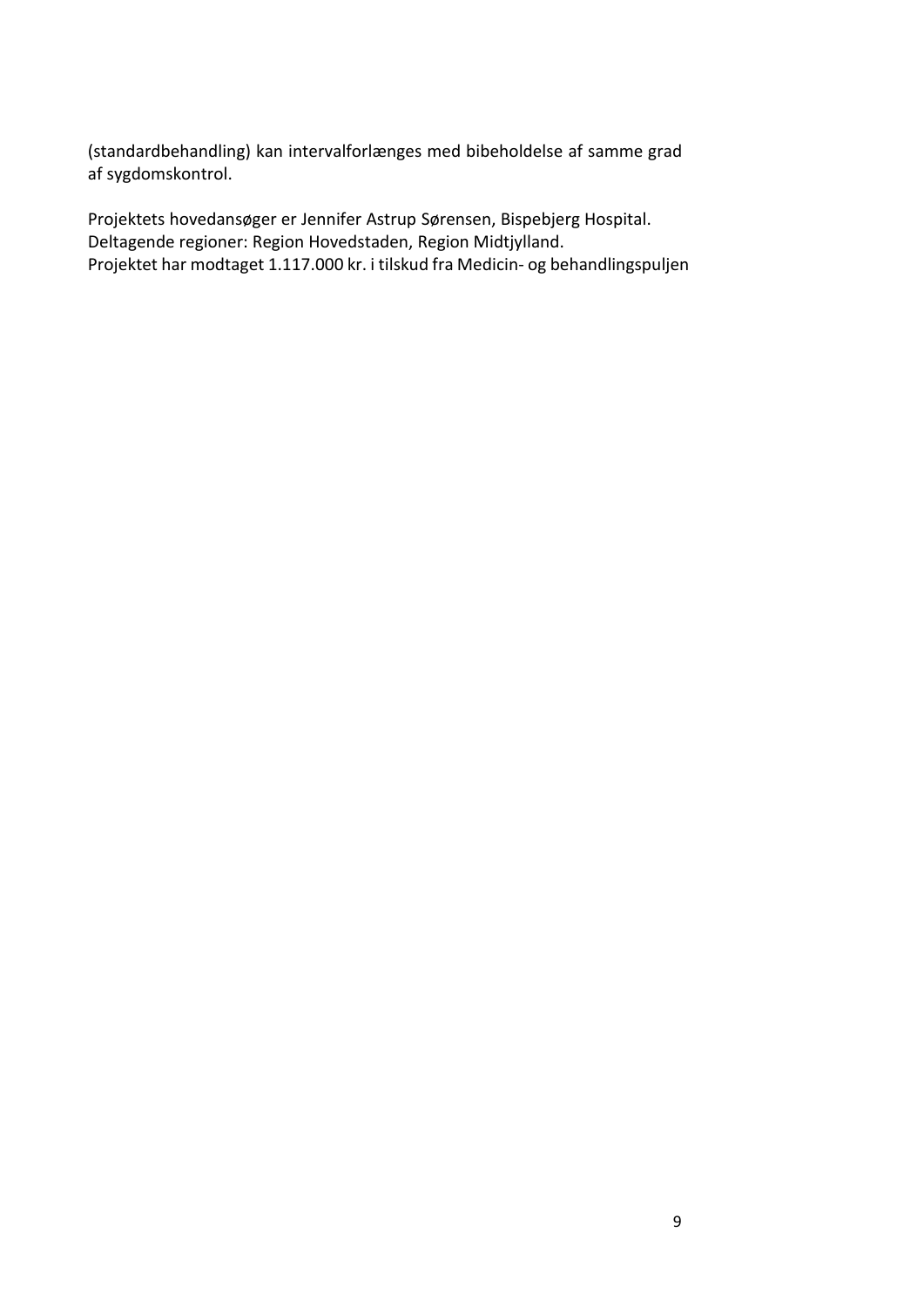(standardbehandling) kan intervalforlænges med bibeholdelse af samme grad af sygdomskontrol.

Projektets hovedansøger er Jennifer Astrup Sørensen, Bispebjerg Hospital.
Deltagende regioner: Region Hovedstaden, Region Midtjylland.
Projektet har modtaget 1.117.000 kr. i tilskud fra Medicin- og behandlingspuljen